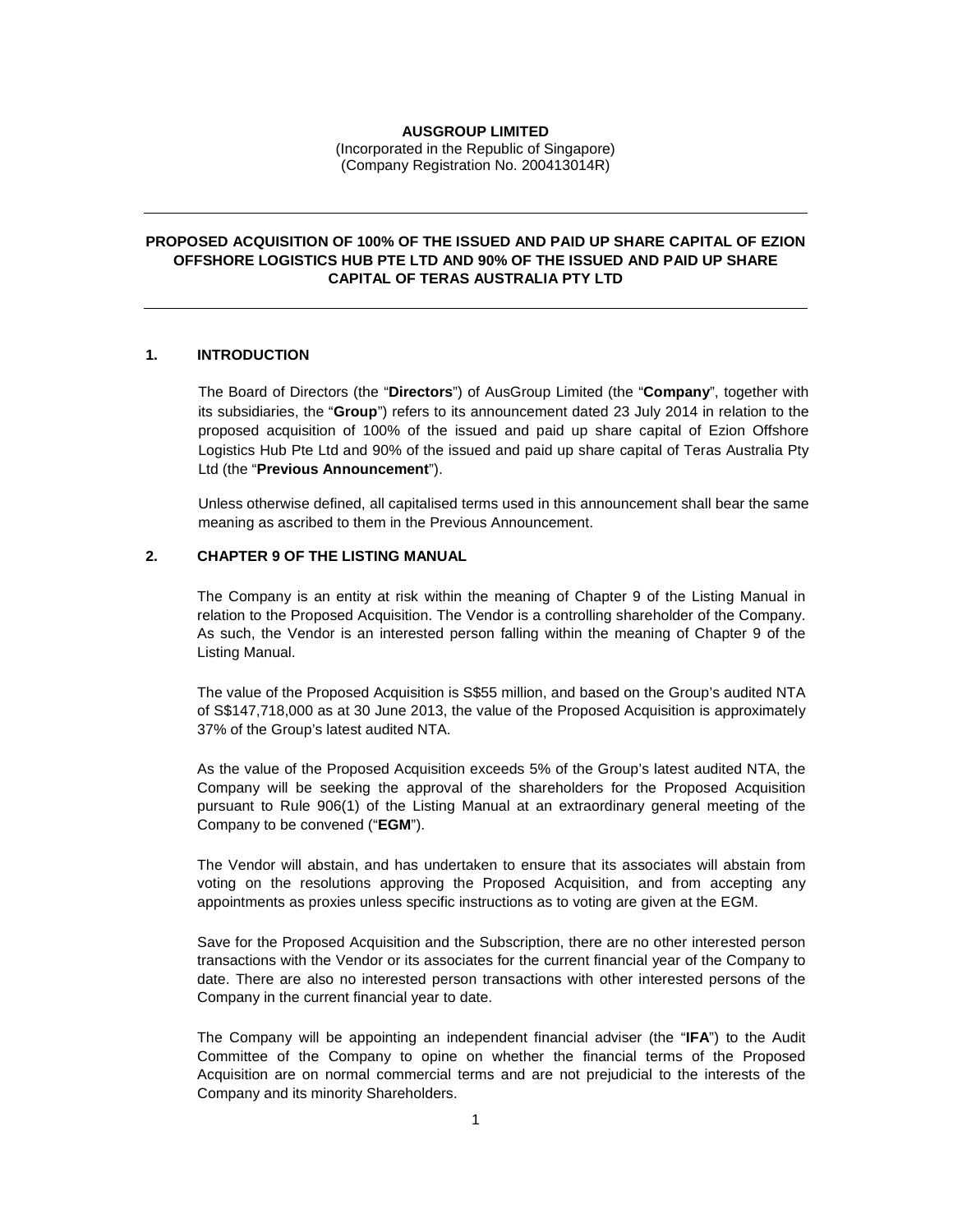**AUSGROUP LIMITED**
(Incorporated in the Republic of Singapore)
(Company Registration No. 200413014R)

---

**PROPOSED ACQUISITION OF 100% OF THE ISSUED AND PAID UP SHARE CAPITAL OF EZION OFFSHORE LOGISTICS HUB PTE LTD AND 90% OF THE ISSUED AND PAID UP SHARE CAPITAL OF TERAS AUSTRALIA PTY LTD**

---

## 1. INTRODUCTION

The Board of Directors (the "**Directors**") of AusGroup Limited (the "**Company**", together with its subsidiaries, the "**Group**") refers to its announcement dated 23 July 2014 in relation to the proposed acquisition of 100% of the issued and paid up share capital of Ezion Offshore Logistics Hub Pte Ltd and 90% of the issued and paid up share capital of Teras Australia Pty Ltd (the "**Previous Announcement**").

Unless otherwise defined, all capitalised terms used in this announcement shall bear the same meaning as ascribed to them in the Previous Announcement.

## 2. CHAPTER 9 OF THE LISTING MANUAL

The Company is an entity at risk within the meaning of Chapter 9 of the Listing Manual in relation to the Proposed Acquisition. The Vendor is a controlling shareholder of the Company. As such, the Vendor is an interested person falling within the meaning of Chapter 9 of the Listing Manual.

The value of the Proposed Acquisition is S$55 million, and based on the Group's audited NTA of S$147,718,000 as at 30 June 2013, the value of the Proposed Acquisition is approximately 37% of the Group's latest audited NTA.

As the value of the Proposed Acquisition exceeds 5% of the Group's latest audited NTA, the Company will be seeking the approval of the shareholders for the Proposed Acquisition pursuant to Rule 906(1) of the Listing Manual at an extraordinary general meeting of the Company to be convened ("**EGM**").

The Vendor will abstain, and has undertaken to ensure that its associates will abstain from voting on the resolutions approving the Proposed Acquisition, and from accepting any appointments as proxies unless specific instructions as to voting are given at the EGM.

Save for the Proposed Acquisition and the Subscription, there are no other interested person transactions with the Vendor or its associates for the current financial year of the Company to date. There are also no interested person transactions with other interested persons of the Company in the current financial year to date.

The Company will be appointing an independent financial adviser (the "**IFA**") to the Audit Committee of the Company to opine on whether the financial terms of the Proposed Acquisition are on normal commercial terms and are not prejudicial to the interests of the Company and its minority Shareholders.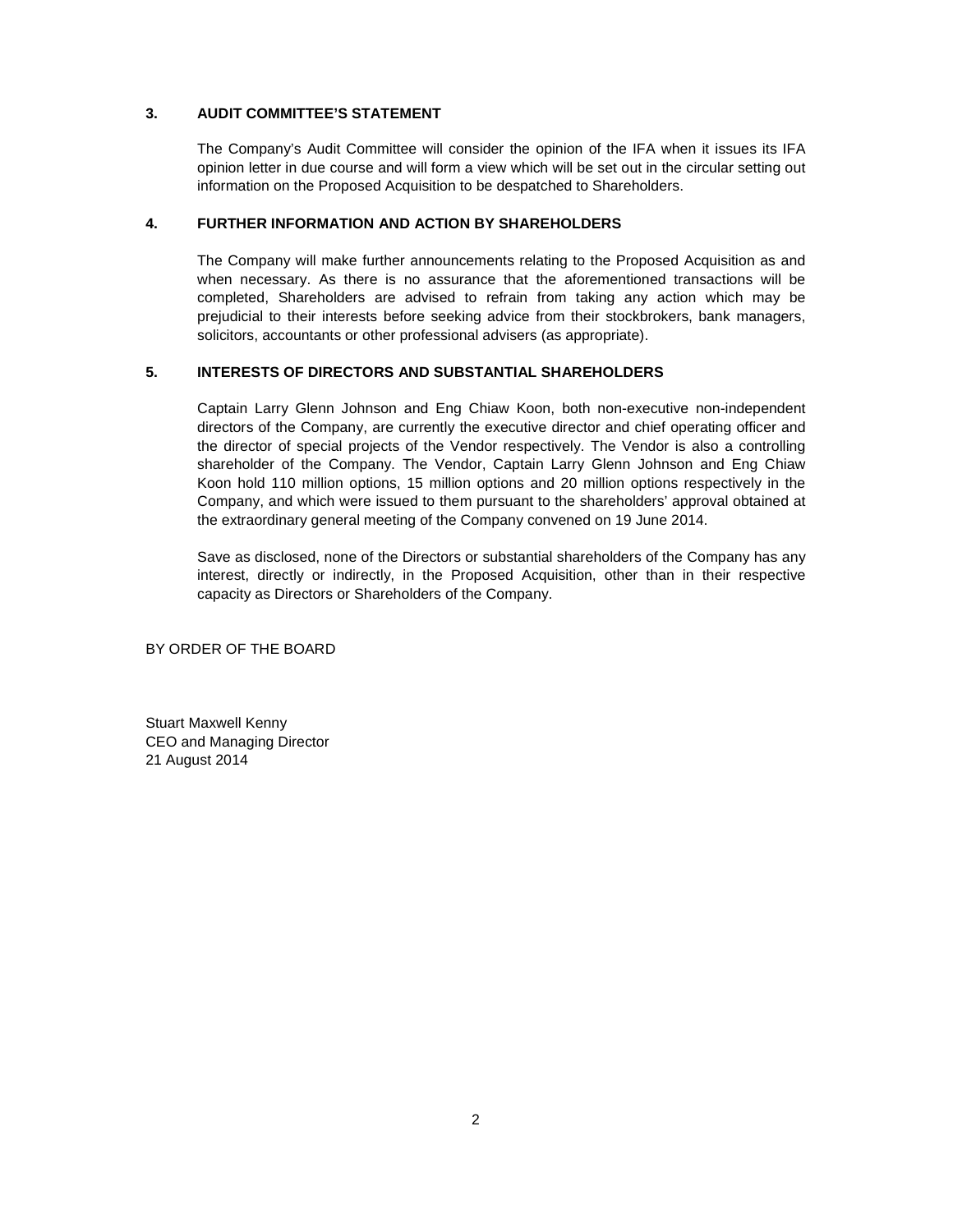## 3. AUDIT COMMITTEE'S STATEMENT

The Company's Audit Committee will consider the opinion of the IFA when it issues its IFA opinion letter in due course and will form a view which will be set out in the circular setting out information on the Proposed Acquisition to be despatched to Shareholders.

## 4. FURTHER INFORMATION AND ACTION BY SHAREHOLDERS

The Company will make further announcements relating to the Proposed Acquisition as and when necessary. As there is no assurance that the aforementioned transactions will be completed, Shareholders are advised to refrain from taking any action which may be prejudicial to their interests before seeking advice from their stockbrokers, bank managers, solicitors, accountants or other professional advisers (as appropriate).

## 5. INTERESTS OF DIRECTORS AND SUBSTANTIAL SHAREHOLDERS

Captain Larry Glenn Johnson and Eng Chiaw Koon, both non-executive non-independent directors of the Company, are currently the executive director and chief operating officer and the director of special projects of the Vendor respectively. The Vendor is also a controlling shareholder of the Company. The Vendor, Captain Larry Glenn Johnson and Eng Chiaw Koon hold 110 million options, 15 million options and 20 million options respectively in the Company, and which were issued to them pursuant to the shareholders' approval obtained at the extraordinary general meeting of the Company convened on 19 June 2014.

Save as disclosed, none of the Directors or substantial shareholders of the Company has any interest, directly or indirectly, in the Proposed Acquisition, other than in their respective capacity as Directors or Shareholders of the Company.

BY ORDER OF THE BOARD

Stuart Maxwell Kenny
CEO and Managing Director
21 August 2014